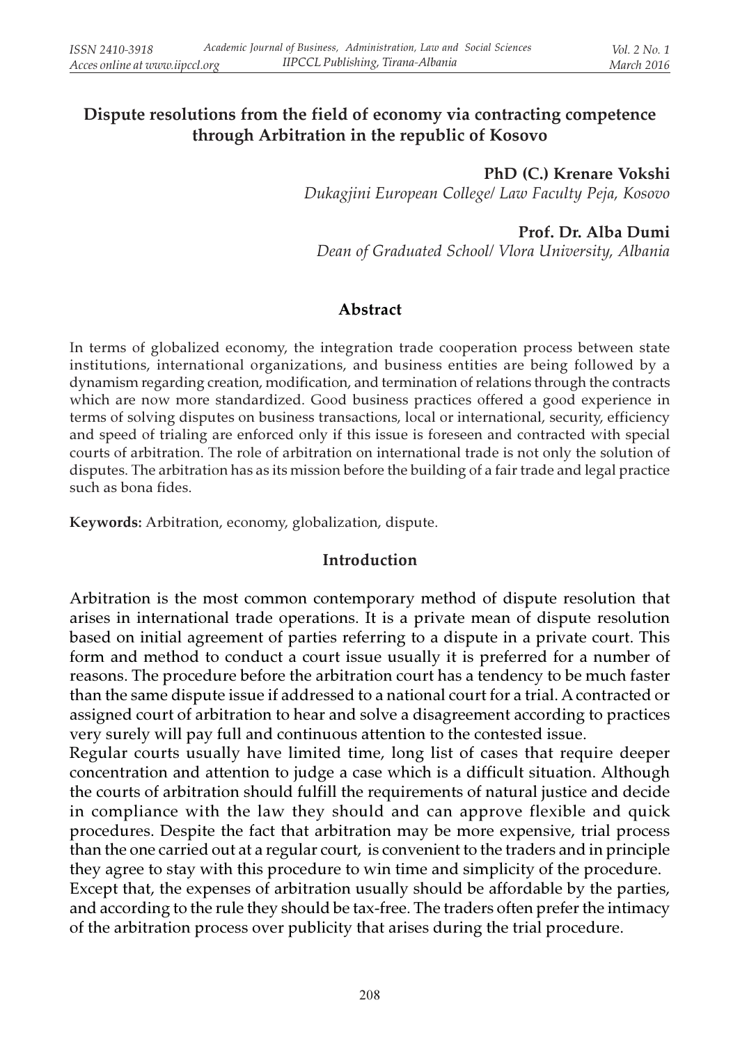# Dispute resolutions from the field of economy via contracting competence through Arbitration in the republic of Kosovo

**PhD (C.) Krenare Vokshi**
*Dukagjini European College/ Law Faculty Peja, Kosovo*

**Prof. Dr. Alba Dumi**
*Dean of Graduated School/ Vlora University, Albania*

## Abstract

In terms of globalized economy, the integration trade cooperation process between state institutions, international organizations, and business entities are being followed by a dynamism regarding creation, modification, and termination of relations through the contracts which are now more standardized. Good business practices offered a good experience in terms of solving disputes on business transactions, local or international, security, efficiency and speed of trialing are enforced only if this issue is foreseen and contracted with special courts of arbitration. The role of arbitration on international trade is not only the solution of disputes. The arbitration has as its mission before the building of a fair trade and legal practice such as bona fides.

**Keywords:** Arbitration, economy, globalization, dispute.

## Introduction

Arbitration is the most common contemporary method of dispute resolution that arises in international trade operations. It is a private mean of dispute resolution based on initial agreement of parties referring to a dispute in a private court. This form and method to conduct a court issue usually it is preferred for a number of reasons. The procedure before the arbitration court has a tendency to be much faster than the same dispute issue if addressed to a national court for a trial. A contracted or assigned court of arbitration to hear and solve a disagreement according to practices very surely will pay full and continuous attention to the contested issue.

Regular courts usually have limited time, long list of cases that require deeper concentration and attention to judge a case which is a difficult situation. Although the courts of arbitration should fulfill the requirements of natural justice and decide in compliance with the law they should and can approve flexible and quick procedures. Despite the fact that arbitration may be more expensive, trial process than the one carried out at a regular court, is convenient to the traders and in principle they agree to stay with this procedure to win time and simplicity of the procedure.

Except that, the expenses of arbitration usually should be affordable by the parties, and according to the rule they should be tax-free. The traders often prefer the intimacy of the arbitration process over publicity that arises during the trial procedure.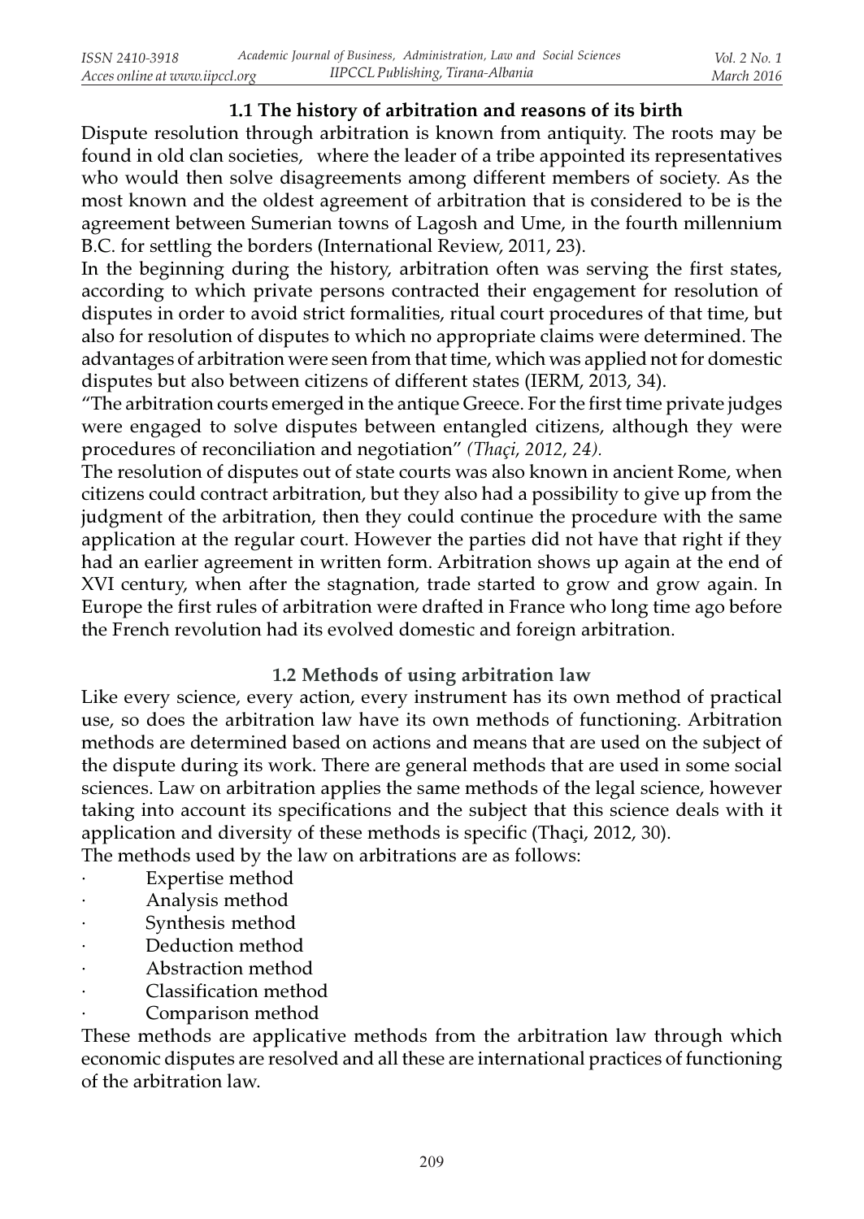### 1.1 The history of arbitration and reasons of its birth

Dispute resolution through arbitration is known from antiquity. The roots may be found in old clan societies, where the leader of a tribe appointed its representatives who would then solve disagreements among different members of society. As the most known and the oldest agreement of arbitration that is considered to be is the agreement between Sumerian towns of Lagosh and Ume, in the fourth millennium B.C. for settling the borders (International Review, 2011, 23).

In the beginning during the history, arbitration often was serving the first states, according to which private persons contracted their engagement for resolution of disputes in order to avoid strict formalities, ritual court procedures of that time, but also for resolution of disputes to which no appropriate claims were determined. The advantages of arbitration were seen from that time, which was applied not for domestic disputes but also between citizens of different states (IERM, 2013, 34).

"The arbitration courts emerged in the antique Greece. For the first time private judges were engaged to solve disputes between entangled citizens, although they were procedures of reconciliation and negotiation" *(Thaçi, 2012, 24).*

The resolution of disputes out of state courts was also known in ancient Rome, when citizens could contract arbitration, but they also had a possibility to give up from the judgment of the arbitration, then they could continue the procedure with the same application at the regular court. However the parties did not have that right if they had an earlier agreement in written form. Arbitration shows up again at the end of XVI century, when after the stagnation, trade started to grow and grow again. In Europe the first rules of arbitration were drafted in France who long time ago before the French revolution had its evolved domestic and foreign arbitration.

### 1.2 Methods of using arbitration law

Like every science, every action, every instrument has its own method of practical use, so does the arbitration law have its own methods of functioning. Arbitration methods are determined based on actions and means that are used on the subject of the dispute during its work. There are general methods that are used in some social sciences. Law on arbitration applies the same methods of the legal science, however taking into account its specifications and the subject that this science deals with it application and diversity of these methods is specific (Thaçi, 2012, 30).

The methods used by the law on arbitrations are as follows:

- Expertise method
- Analysis method
- Synthesis method
- Deduction method
- Abstraction method
- Classification method
- Comparison method

These methods are applicative methods from the arbitration law through which economic disputes are resolved and all these are international practices of functioning of the arbitration law.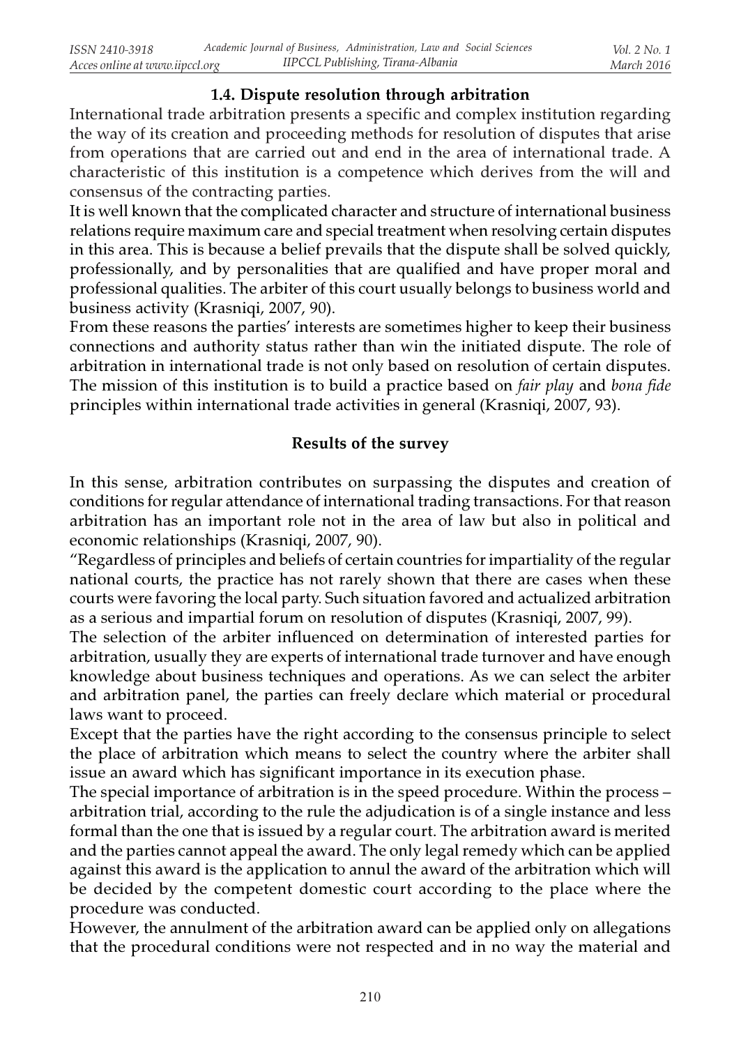### 1.4. Dispute resolution through arbitration

International trade arbitration presents a specific and complex institution regarding the way of its creation and proceeding methods for resolution of disputes that arise from operations that are carried out and end in the area of international trade. A characteristic of this institution is a competence which derives from the will and consensus of the contracting parties.

It is well known that the complicated character and structure of international business relations require maximum care and special treatment when resolving certain disputes in this area. This is because a belief prevails that the dispute shall be solved quickly, professionally, and by personalities that are qualified and have proper moral and professional qualities. The arbiter of this court usually belongs to business world and business activity (Krasniqi, 2007, 90).

From these reasons the parties' interests are sometimes higher to keep their business connections and authority status rather than win the initiated dispute. The role of arbitration in international trade is not only based on resolution of certain disputes. The mission of this institution is to build a practice based on *fair play* and *bona fide* principles within international trade activities in general (Krasniqi, 2007, 93).

### Results of the survey

In this sense, arbitration contributes on surpassing the disputes and creation of conditions for regular attendance of international trading transactions. For that reason arbitration has an important role not in the area of law but also in political and economic relationships (Krasniqi, 2007, 90).

"Regardless of principles and beliefs of certain countries for impartiality of the regular national courts, the practice has not rarely shown that there are cases when these courts were favoring the local party. Such situation favored and actualized arbitration as a serious and impartial forum on resolution of disputes (Krasniqi, 2007, 99).

The selection of the arbiter influenced on determination of interested parties for arbitration, usually they are experts of international trade turnover and have enough knowledge about business techniques and operations. As we can select the arbiter and arbitration panel, the parties can freely declare which material or procedural laws want to proceed.

Except that the parties have the right according to the consensus principle to select the place of arbitration which means to select the country where the arbiter shall issue an award which has significant importance in its execution phase.

The special importance of arbitration is in the speed procedure. Within the process – arbitration trial, according to the rule the adjudication is of a single instance and less formal than the one that is issued by a regular court. The arbitration award is merited and the parties cannot appeal the award. The only legal remedy which can be applied against this award is the application to annul the award of the arbitration which will be decided by the competent domestic court according to the place where the procedure was conducted.

However, the annulment of the arbitration award can be applied only on allegations that the procedural conditions were not respected and in no way the material and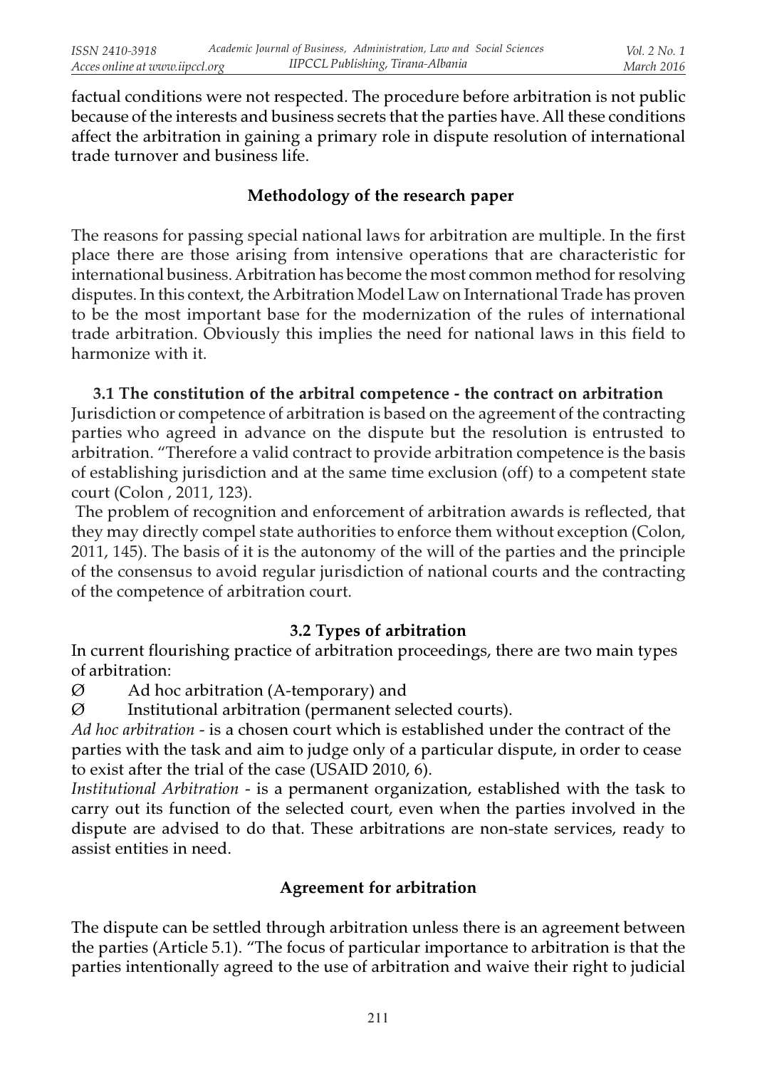factual conditions were not respected. The procedure before arbitration is not public because of the interests and business secrets that the parties have. All these conditions affect the arbitration in gaining a primary role in dispute resolution of international trade turnover and business life.

## Methodology of the research paper

The reasons for passing special national laws for arbitration are multiple. In the first place there are those arising from intensive operations that are characteristic for international business. Arbitration has become the most common method for resolving disputes. In this context, the Arbitration Model Law on International Trade has proven to be the most important base for the modernization of the rules of international trade arbitration. Obviously this implies the need for national laws in this field to harmonize with it.

### 3.1 The constitution of the arbitral competence - the contract on arbitration

Jurisdiction or competence of arbitration is based on the agreement of the contracting parties who agreed in advance on the dispute but the resolution is entrusted to arbitration. "Therefore a valid contract to provide arbitration competence is the basis of establishing jurisdiction and at the same time exclusion (off) to a competent state court (Colon , 2011, 123).

The problem of recognition and enforcement of arbitration awards is reflected, that they may directly compel state authorities to enforce them without exception (Colon, 2011, 145). The basis of it is the autonomy of the will of the parties and the principle of the consensus to avoid regular jurisdiction of national courts and the contracting of the competence of arbitration court.

### 3.2 Types of arbitration

In current flourishing practice of arbitration proceedings, there are two main types of arbitration:

- Ad hoc arbitration (A-temporary) and
- Institutional arbitration (permanent selected courts).

*Ad hoc arbitration* - is a chosen court which is established under the contract of the parties with the task and aim to judge only of a particular dispute, in order to cease to exist after the trial of the case (USAID 2010, 6).

*Institutional Arbitration* - is a permanent organization, established with the task to carry out its function of the selected court, even when the parties involved in the dispute are advised to do that. These arbitrations are non-state services, ready to assist entities in need.

## Agreement for arbitration

The dispute can be settled through arbitration unless there is an agreement between the parties (Article 5.1). "The focus of particular importance to arbitration is that the parties intentionally agreed to the use of arbitration and waive their right to judicial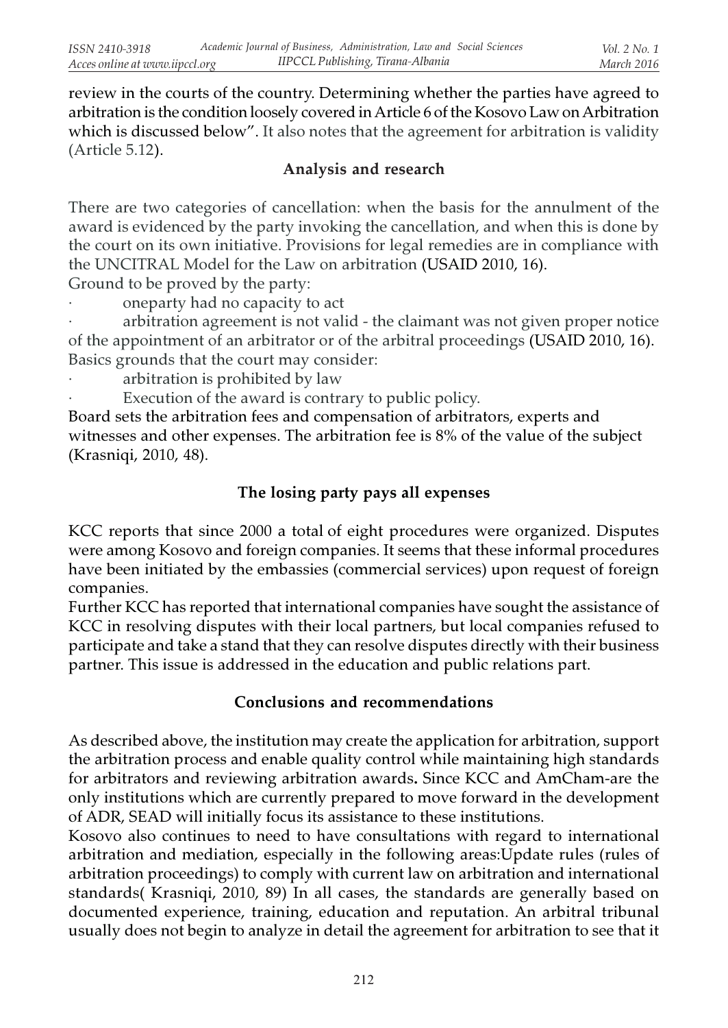review in the courts of the country. Determining whether the parties have agreed to arbitration is the condition loosely covered in Article 6 of the Kosovo Law on Arbitration which is discussed below". It also notes that the agreement for arbitration is validity (Article 5.12).

## Analysis and research

There are two categories of cancellation: when the basis for the annulment of the award is evidenced by the party invoking the cancellation, and when this is done by the court on its own initiative. Provisions for legal remedies are in compliance with the UNCITRAL Model for the Law on arbitration (USAID 2010, 16).

Ground to be proved by the party:

- oneparty had no capacity to act
- arbitration agreement is not valid - the claimant was not given proper notice of the appointment of an arbitrator or of the arbitral proceedings (USAID 2010, 16).

Basics grounds that the court may consider:

- arbitration is prohibited by law
- Execution of the award is contrary to public policy.

Board sets the arbitration fees and compensation of arbitrators, experts and witnesses and other expenses. The arbitration fee is 8% of the value of the subject (Krasniqi, 2010, 48).

## The losing party pays all expenses

KCC reports that since 2000 a total of eight procedures were organized. Disputes were among Kosovo and foreign companies. It seems that these informal procedures have been initiated by the embassies (commercial services) upon request of foreign companies.

Further KCC has reported that international companies have sought the assistance of KCC in resolving disputes with their local partners, but local companies refused to participate and take a stand that they can resolve disputes directly with their business partner. This issue is addressed in the education and public relations part.

## Conclusions and recommendations

As described above, the institution may create the application for arbitration, support the arbitration process and enable quality control while maintaining high standards for arbitrators and reviewing arbitration awards**.** Since KCC and AmCham-are the only institutions which are currently prepared to move forward in the development of ADR, SEAD will initially focus its assistance to these institutions.

Kosovo also continues to need to have consultations with regard to international arbitration and mediation, especially in the following areas:Update rules (rules of arbitration proceedings) to comply with current law on arbitration and international standards( Krasniqi, 2010, 89) In all cases, the standards are generally based on documented experience, training, education and reputation. An arbitral tribunal usually does not begin to analyze in detail the agreement for arbitration to see that it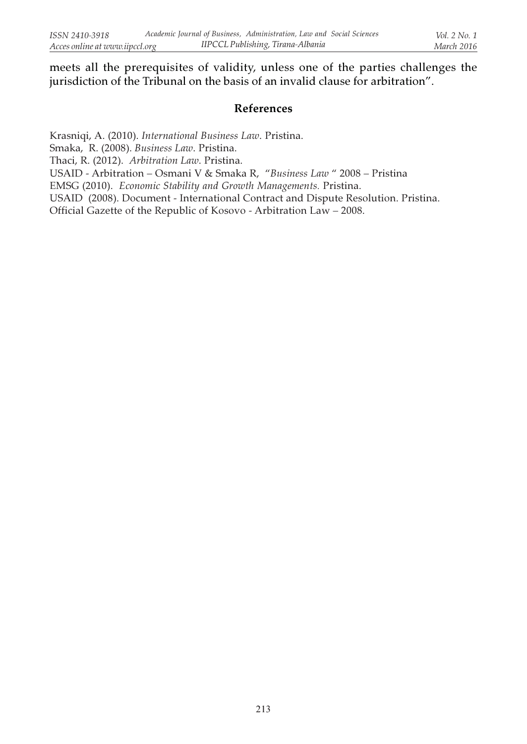meets all the prerequisites of validity, unless one of the parties challenges the jurisdiction of the Tribunal on the basis of an invalid clause for arbitration".

## References

Krasniqi, A. (2010). *International Business Law*. Pristina.

Smaka, R. (2008). *Business Law*. Pristina.

Thaci, R. (2012). *Arbitration Law*. Pristina.

USAID - Arbitration – Osmani V & Smaka R, "*Business Law* " 2008 – Pristina

EMSG (2010). *Economic Stability and Growth Managements.* Pristina.

USAID (2008). Document - International Contract and Dispute Resolution. Pristina.

Official Gazette of the Republic of Kosovo - Arbitration Law – 2008.